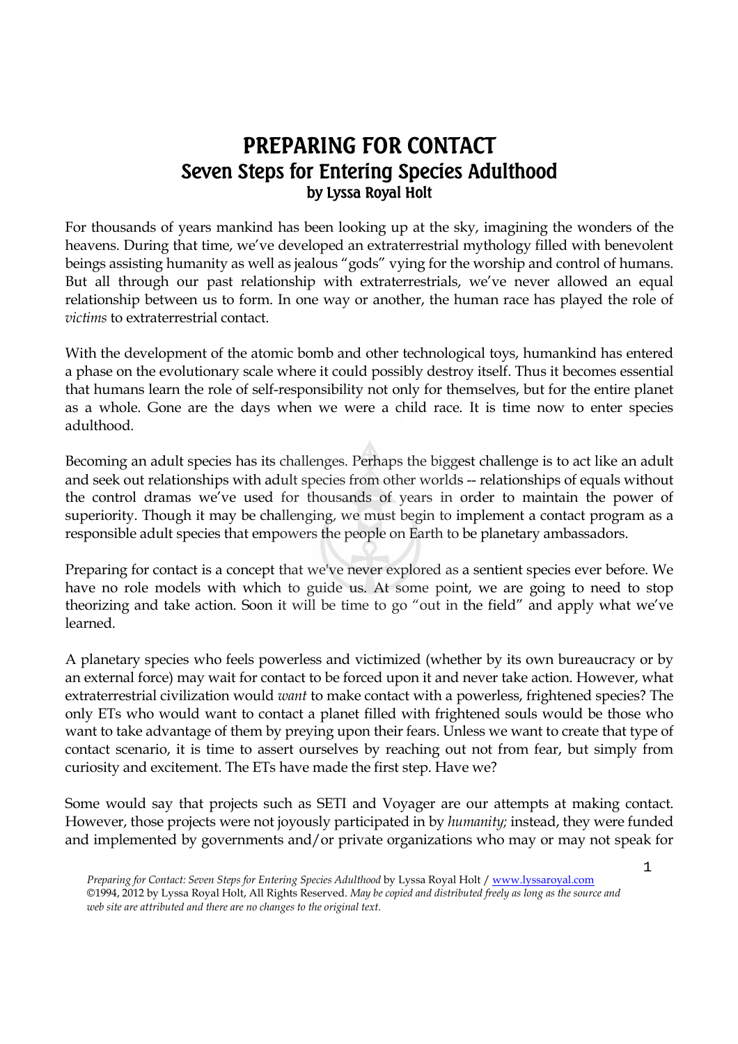# PREPARING FOR CONTACT

## Seven Steps for Entering Species Adulthood

### by Lyssa Royal Holt

For thousands of years mankind has been looking up at the sky, imagining the wonders of the heavens. During that time, we've developed an extraterrestrial mythology filled with benevolent beings assisting humanity as well as jealous "gods" vying for the worship and control of humans. But all through our past relationship with extraterrestrials, we've never allowed an equal relationship between us to form. In one way or another, the human race has played the role of *victims* to extraterrestrial contact.

With the development of the atomic bomb and other technological toys, humankind has entered a phase on the evolutionary scale where it could possibly destroy itself. Thus it becomes essential that humans learn the role of self-responsibility not only for themselves, but for the entire planet as a whole. Gone are the days when we were a child race. It is time now to enter species adulthood.

Becoming an adult species has its challenges. Perhaps the biggest challenge is to act like an adult and seek out relationships with adult species from other worlds -- relationships of equals without the control dramas we've used for thousands of years in order to maintain the power of superiority. Though it may be challenging, we must begin to implement a contact program as a responsible adult species that empowers the people on Earth to be planetary ambassadors.

Preparing for contact is a concept that we've never explored as a sentient species ever before. We have no role models with which to guide us. At some point, we are going to need to stop theorizing and take action. Soon it will be time to go "out in the field" and apply what we've learned.

A planetary species who feels powerless and victimized (whether by its own bureaucracy or by an external force) may wait for contact to be forced upon it and never take action. However, what extraterrestrial civilization would *want* to make contact with a powerless, frightened species? The only ETs who would want to contact a planet filled with frightened souls would be those who want to take advantage of them by preying upon their fears. Unless we want to create that type of contact scenario, it is time to assert ourselves by reaching out not from fear, but simply from curiosity and excitement. The ETs have made the first step. Have we?

Some would say that projects such as SETI and Voyager are our attempts at making contact. However, those projects were not joyously participated in by *humanity;* instead, they were funded and implemented by governments and/or private organizations who may or may not speak for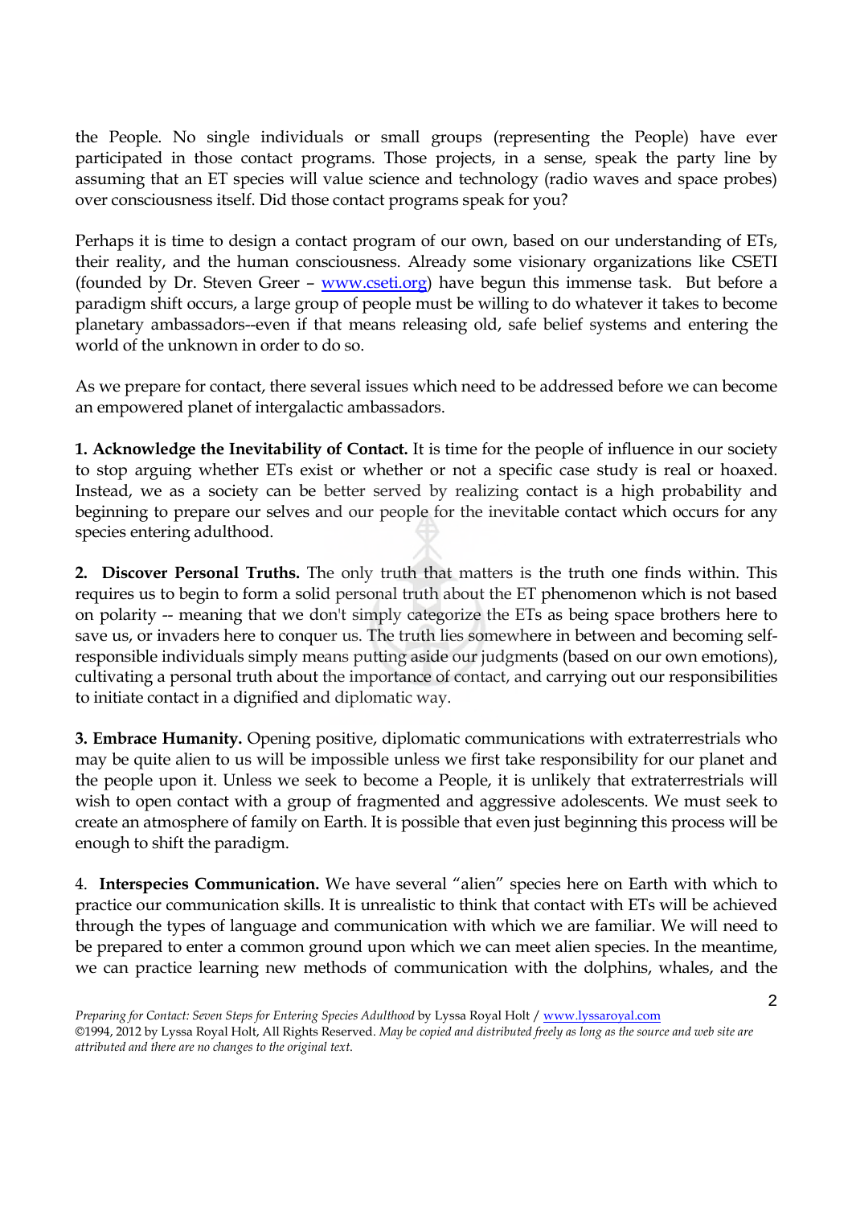the People. No single individuals or small groups (representing the People) have ever participated in those contact programs. Those projects, in a sense, speak the party line by assuming that an ET species will value science and technology (radio waves and space probes) over consciousness itself. Did those contact programs speak for you?

Perhaps it is time to design a contact program of our own, based on our understanding of ETs, their reality, and the human consciousness. Already some visionary organizations like CSETI (founded by Dr. Steven Greer – [www.cseti.org](http://www.cseti.org)) have begun this immense task. But before a paradigm shift occurs, a large group of people must be willing to do whatever it takes to become planetary ambassadors--even if that means releasing old, safe belief systems and entering the world of the unknown in order to do so.

As we prepare for contact, there several issues which need to be addressed before we can become an empowered planet of intergalactic ambassadors.

**1. Acknowledge the Inevitability of Contact.** It is time for the people of influence in our society to stop arguing whether ETs exist or whether or not a specific case study is real or hoaxed. Instead, we as a society can be better served by realizing contact is a high probability and beginning to prepare our selves and our people for the inevitable contact which occurs for any species entering adulthood.

**2. Discover Personal Truths.** The only truth that matters is the truth one finds within. This requires us to begin to form a solid personal truth about the ET phenomenon which is not based on polarity -- meaning that we don't simply categorize the ETs as being space brothers here to save us, or invaders here to conquer us. The truth lies somewhere in between and becoming self-responsible individuals simply means putting aside our judgments (based on our own emotions), cultivating a personal truth about the importance of contact, and carrying out our responsibilities to initiate contact in a dignified and diplomatic way.

**3. Embrace Humanity.** Opening positive, diplomatic communications with extraterrestrials who may be quite alien to us will be impossible unless we first take responsibility for our planet and the people upon it. Unless we seek to become a People, it is unlikely that extraterrestrials will wish to open contact with a group of fragmented and aggressive adolescents. We must seek to create an atmosphere of family on Earth. It is possible that even just beginning this process will be enough to shift the paradigm.

4. **Interspecies Communication.** We have several "alien" species here on Earth with which to practice our communication skills. It is unrealistic to think that contact with ETs will be achieved through the types of language and communication with which we are familiar. We will need to be prepared to enter a common ground upon which we can meet alien species. In the meantime, we can practice learning new methods of communication with the dolphins, whales, and the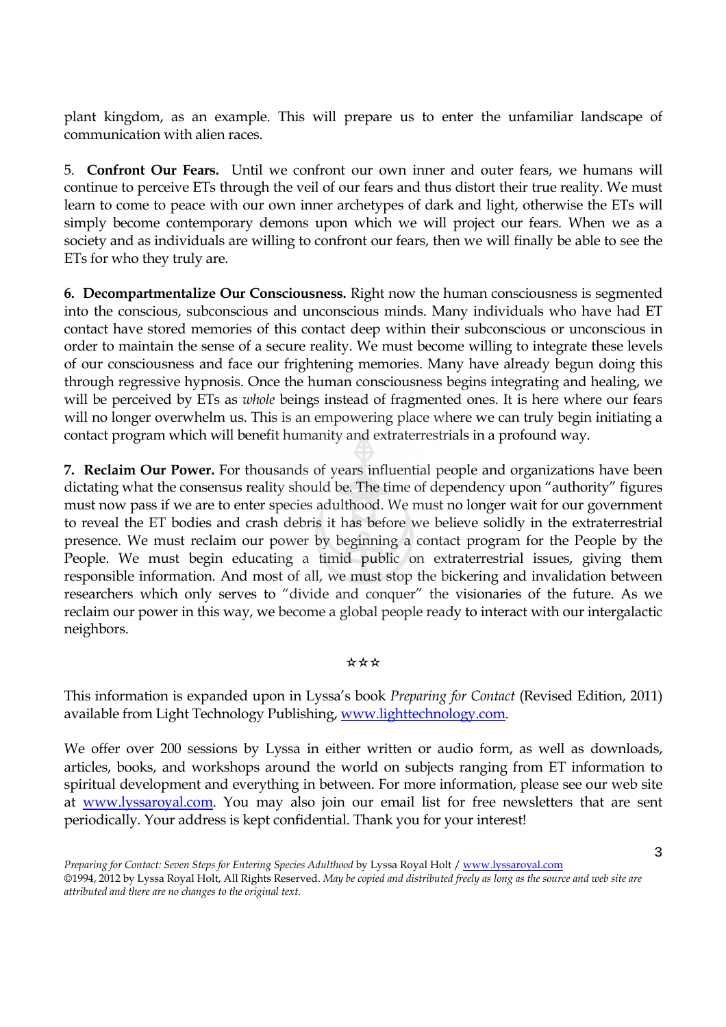plant kingdom, as an example. This will prepare us to enter the unfamiliar landscape of communication with alien races.

5. **Confront Our Fears.** Until we confront our own inner and outer fears, we humans will continue to perceive ETs through the veil of our fears and thus distort their true reality. We must learn to come to peace with our own inner archetypes of dark and light, otherwise the ETs will simply become contemporary demons upon which we will project our fears. When we as a society and as individuals are willing to confront our fears, then we will finally be able to see the ETs for who they truly are.

6. **Decompartmentalize Our Consciousness.** Right now the human consciousness is segmented into the conscious, subconscious and unconscious minds. Many individuals who have had ET contact have stored memories of this contact deep within their subconscious or unconscious in order to maintain the sense of a secure reality. We must become willing to integrate these levels of our consciousness and face our frightening memories. Many have already begun doing this through regressive hypnosis. Once the human consciousness begins integrating and healing, we will be perceived by ETs as *whole* beings instead of fragmented ones. It is here where our fears will no longer overwhelm us. This is an empowering place where we can truly begin initiating a contact program which will benefit humanity and extraterrestrials in a profound way.

7. **Reclaim Our Power.** For thousands of years influential people and organizations have been dictating what the consensus reality should be. The time of dependency upon "authority" figures must now pass if we are to enter species adulthood. We must no longer wait for our government to reveal the ET bodies and crash debris it has before we believe solidly in the extraterrestrial presence. We must reclaim our power by beginning a contact program for the People by the People. We must begin educating a timid public on extraterrestrial issues, giving them responsible information. And most of all, we must stop the bickering and invalidation between researchers which only serves to "divide and conquer" the visionaries of the future. As we reclaim our power in this way, we become a global people ready to interact with our intergalactic neighbors.

☆☆☆

This information is expanded upon in Lyssa's book *Preparing for Contact* (Revised Edition, 2011) available from Light Technology Publishing, www.lighttechnology.com.

We offer over 200 sessions by Lyssa in either written or audio form, as well as downloads, articles, books, and workshops around the world on subjects ranging from ET information to spiritual development and everything in between. For more information, please see our web site at www.lyssaroyal.com. You may also join our email list for free newsletters that are sent periodically. Your address is kept confidential. Thank you for your interest!

*Preparing for Contact: Seven Steps for Entering Species Adulthood* by Lyssa Royal Holt / www.lyssaroyal.com
©1994, 2012 by Lyssa Royal Holt, All Rights Reserved. *May be copied and distributed freely as long as the source and web site are attributed and there are no changes to the original text.*